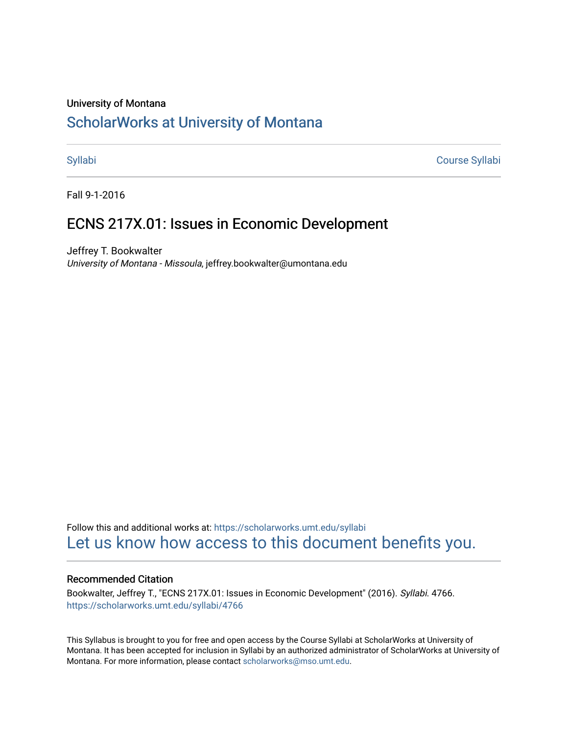University of Montana

# ScholarWorks at University of Montana

Syllabi | Course Syllabi

Fall 9-1-2016

## ECNS 217X.01: Issues in Economic Development

Jeffrey T. Bookwalter
*University of Montana - Missoula*, jeffrey.bookwalter@umontana.edu

Follow this and additional works at: https://scholarworks.umt.edu/syllabi

Let us know how access to this document benefits you.

### Recommended Citation

Bookwalter, Jeffrey T., "ECNS 217X.01: Issues in Economic Development" (2016). *Syllabi*. 4766.
https://scholarworks.umt.edu/syllabi/4766

This Syllabus is brought to you for free and open access by the Course Syllabi at ScholarWorks at University of Montana. It has been accepted for inclusion in Syllabi by an authorized administrator of ScholarWorks at University of Montana. For more information, please contact scholarworks@mso.umt.edu.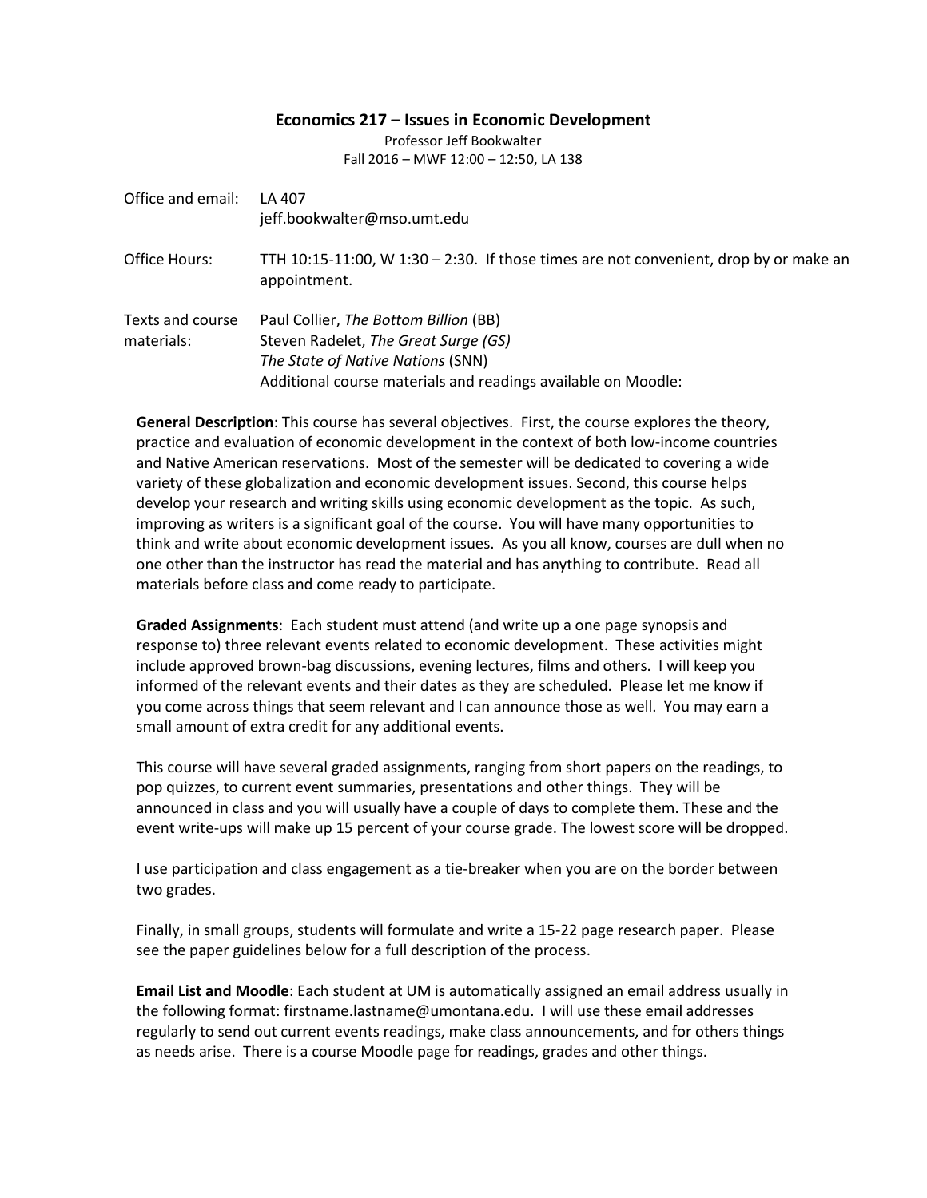## Economics 217 – Issues in Economic Development

Professor Jeff Bookwalter
Fall 2016 – MWF 12:00 – 12:50, LA 138

| | |
|---|---|
| Office and email: | LA 407<br>jeff.bookwalter@mso.umt.edu |
| Office Hours: | TTH 10:15-11:00, W 1:30 – 2:30. If those times are not convenient, drop by or make an appointment. |
| Texts and course materials: | Paul Collier, *The Bottom Billion* (BB)<br>Steven Radelet, *The Great Surge (GS)*<br>*The State of Native Nations* (SNN)<br>Additional course materials and readings available on Moodle: |

**General Description**: This course has several objectives. First, the course explores the theory, practice and evaluation of economic development in the context of both low-income countries and Native American reservations. Most of the semester will be dedicated to covering a wide variety of these globalization and economic development issues. Second, this course helps develop your research and writing skills using economic development as the topic. As such, improving as writers is a significant goal of the course. You will have many opportunities to think and write about economic development issues. As you all know, courses are dull when no one other than the instructor has read the material and has anything to contribute. Read all materials before class and come ready to participate.

**Graded Assignments**: Each student must attend (and write up a one page synopsis and response to) three relevant events related to economic development. These activities might include approved brown-bag discussions, evening lectures, films and others. I will keep you informed of the relevant events and their dates as they are scheduled. Please let me know if you come across things that seem relevant and I can announce those as well. You may earn a small amount of extra credit for any additional events.

This course will have several graded assignments, ranging from short papers on the readings, to pop quizzes, to current event summaries, presentations and other things. They will be announced in class and you will usually have a couple of days to complete them. These and the event write-ups will make up 15 percent of your course grade. The lowest score will be dropped.

I use participation and class engagement as a tie-breaker when you are on the border between two grades.

Finally, in small groups, students will formulate and write a 15-22 page research paper. Please see the paper guidelines below for a full description of the process.

**Email List and Moodle**: Each student at UM is automatically assigned an email address usually in the following format: firstname.lastname@umontana.edu. I will use these email addresses regularly to send out current events readings, make class announcements, and for others things as needs arise. There is a course Moodle page for readings, grades and other things.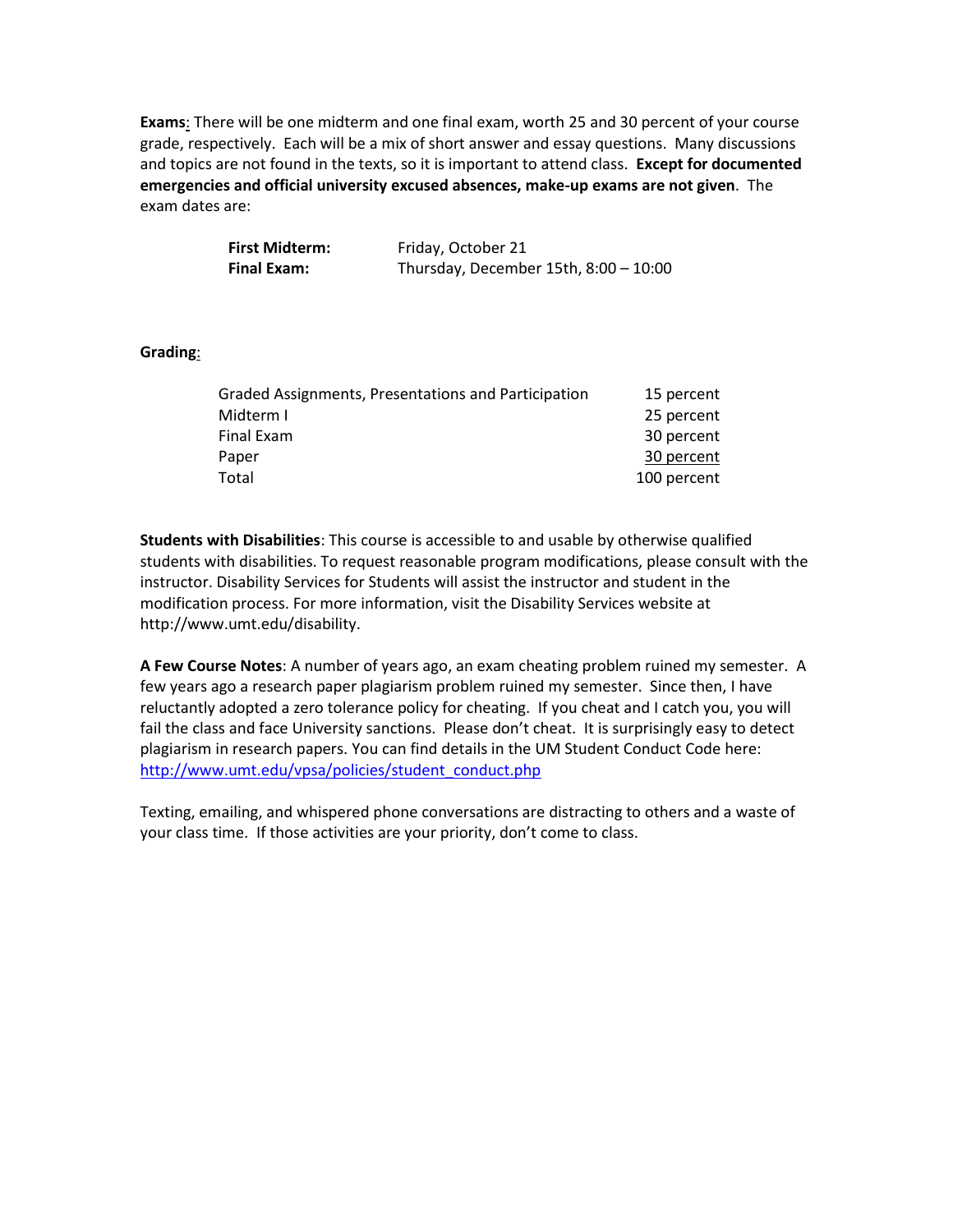**Exams**: There will be one midterm and one final exam, worth 25 and 30 percent of your course grade, respectively. Each will be a mix of short answer and essay questions. Many discussions and topics are not found in the texts, so it is important to attend class. **Except for documented emergencies and official university excused absences, make-up exams are not given**. The exam dates are:

| | |
|---|---|
| **First Midterm:** | Friday, October 21 |
| **Final Exam:** | Thursday, December 15th, 8:00 – 10:00 |

**Grading**:

| | |
|---|---|
| Graded Assignments, Presentations and Participation | 15 percent |
| Midterm I | 25 percent |
| Final Exam | 30 percent |
| Paper | 30 percent |
| Total | 100 percent |

**Students with Disabilities**: This course is accessible to and usable by otherwise qualified students with disabilities. To request reasonable program modifications, please consult with the instructor. Disability Services for Students will assist the instructor and student in the modification process. For more information, visit the Disability Services website at http://www.umt.edu/disability.

**A Few Course Notes**: A number of years ago, an exam cheating problem ruined my semester. A few years ago a research paper plagiarism problem ruined my semester. Since then, I have reluctantly adopted a zero tolerance policy for cheating. If you cheat and I catch you, you will fail the class and face University sanctions. Please don't cheat. It is surprisingly easy to detect plagiarism in research papers. You can find details in the UM Student Conduct Code here: http://www.umt.edu/vpsa/policies/student_conduct.php

Texting, emailing, and whispered phone conversations are distracting to others and a waste of your class time. If those activities are your priority, don't come to class.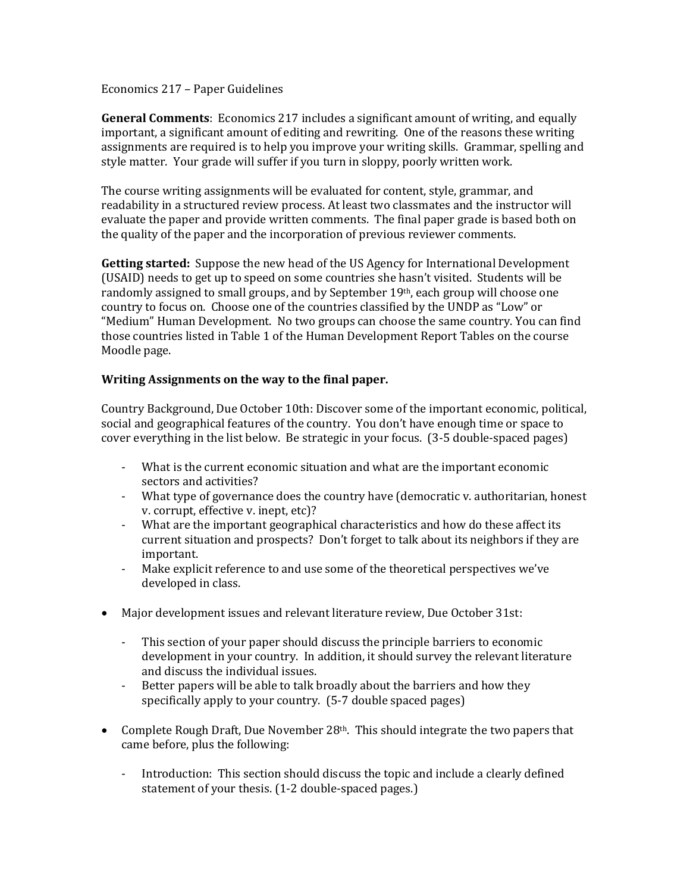Economics 217 – Paper Guidelines

**General Comments**: Economics 217 includes a significant amount of writing, and equally important, a significant amount of editing and rewriting. One of the reasons these writing assignments are required is to help you improve your writing skills. Grammar, spelling and style matter. Your grade will suffer if you turn in sloppy, poorly written work.

The course writing assignments will be evaluated for content, style, grammar, and readability in a structured review process. At least two classmates and the instructor will evaluate the paper and provide written comments. The final paper grade is based both on the quality of the paper and the incorporation of previous reviewer comments.

**Getting started:** Suppose the new head of the US Agency for International Development (USAID) needs to get up to speed on some countries she hasn't visited. Students will be randomly assigned to small groups, and by September 19th, each group will choose one country to focus on. Choose one of the countries classified by the UNDP as "Low" or "Medium" Human Development. No two groups can choose the same country. You can find those countries listed in Table 1 of the Human Development Report Tables on the course Moodle page.

**Writing Assignments on the way to the final paper.**

Country Background, Due October 10th: Discover some of the important economic, political, social and geographical features of the country. You don't have enough time or space to cover everything in the list below. Be strategic in your focus. (3-5 double-spaced pages)

- What is the current economic situation and what are the important economic sectors and activities?
- What type of governance does the country have (democratic v. authoritarian, honest v. corrupt, effective v. inept, etc)?
- What are the important geographical characteristics and how do these affect its current situation and prospects? Don't forget to talk about its neighbors if they are important.
- Make explicit reference to and use some of the theoretical perspectives we've developed in class.

- Major development issues and relevant literature review, Due October 31st:
  - This section of your paper should discuss the principle barriers to economic development in your country. In addition, it should survey the relevant literature and discuss the individual issues.
  - Better papers will be able to talk broadly about the barriers and how they specifically apply to your country. (5-7 double spaced pages)

- Complete Rough Draft, Due November 28th. This should integrate the two papers that came before, plus the following:
  - Introduction: This section should discuss the topic and include a clearly defined statement of your thesis. (1-2 double-spaced pages.)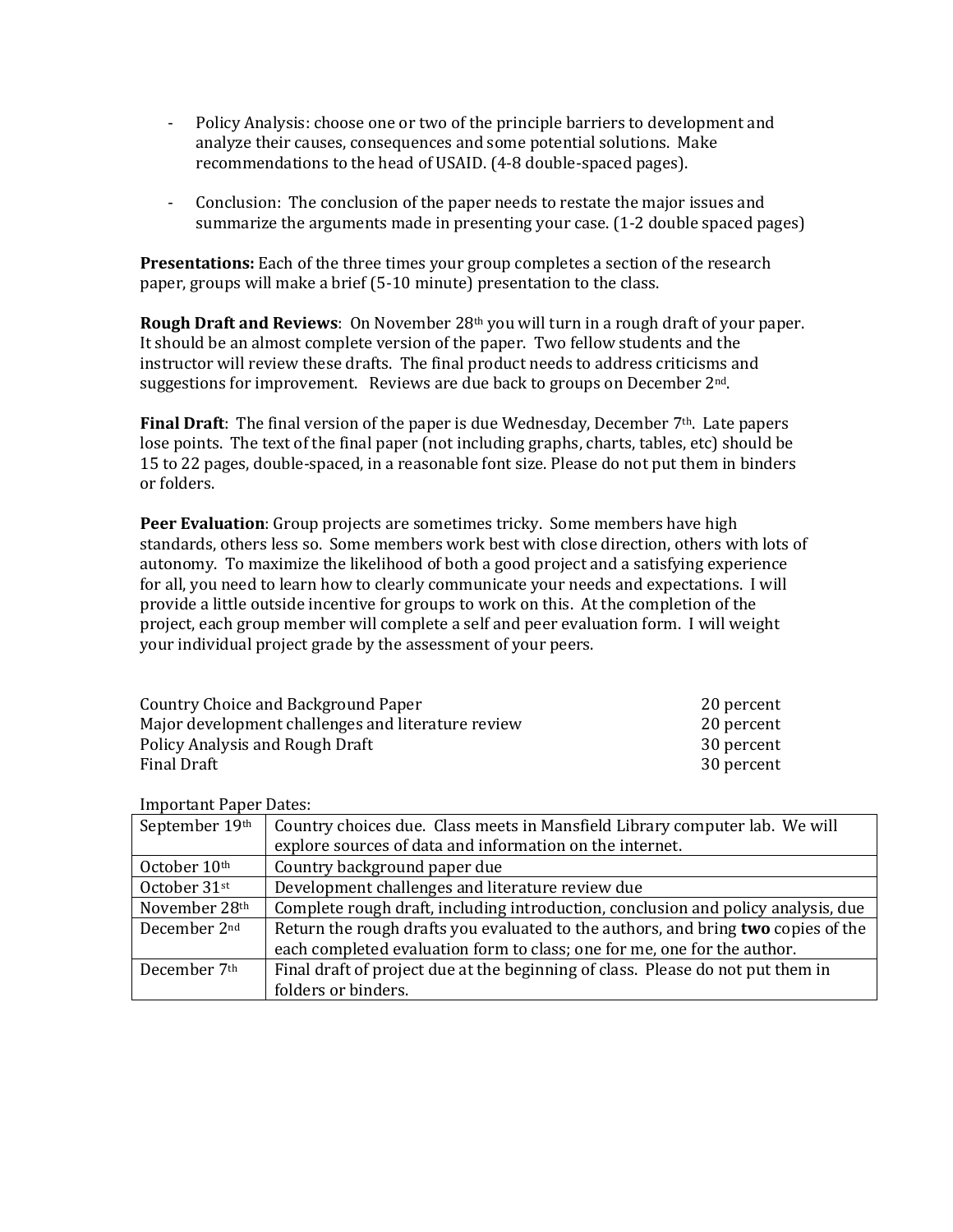- Policy Analysis: choose one or two of the principle barriers to development and analyze their causes, consequences and some potential solutions. Make recommendations to the head of USAID. (4-8 double-spaced pages).

- Conclusion: The conclusion of the paper needs to restate the major issues and summarize the arguments made in presenting your case. (1-2 double spaced pages)

**Presentations:** Each of the three times your group completes a section of the research paper, groups will make a brief (5-10 minute) presentation to the class.

**Rough Draft and Reviews**: On November 28th you will turn in a rough draft of your paper. It should be an almost complete version of the paper. Two fellow students and the instructor will review these drafts. The final product needs to address criticisms and suggestions for improvement. Reviews are due back to groups on December 2nd.

**Final Draft**: The final version of the paper is due Wednesday, December 7th. Late papers lose points. The text of the final paper (not including graphs, charts, tables, etc) should be 15 to 22 pages, double-spaced, in a reasonable font size. Please do not put them in binders or folders.

**Peer Evaluation**: Group projects are sometimes tricky. Some members have high standards, others less so. Some members work best with close direction, others with lots of autonomy. To maximize the likelihood of both a good project and a satisfying experience for all, you need to learn how to clearly communicate your needs and expectations. I will provide a little outside incentive for groups to work on this. At the completion of the project, each group member will complete a self and peer evaluation form. I will weight your individual project grade by the assessment of your peers.

| | |
|---|---|
| Country Choice and Background Paper | 20 percent |
| Major development challenges and literature review | 20 percent |
| Policy Analysis and Rough Draft | 30 percent |
| Final Draft | 30 percent |

Important Paper Dates:

| | |
|---|---|
| September 19th | Country choices due. Class meets in Mansfield Library computer lab. We will explore sources of data and information on the internet. |
| October 10th | Country background paper due |
| October 31st | Development challenges and literature review due |
| November 28th | Complete rough draft, including introduction, conclusion and policy analysis, due |
| December 2nd | Return the rough drafts you evaluated to the authors, and bring **two** copies of the each completed evaluation form to class; one for me, one for the author. |
| December 7th | Final draft of project due at the beginning of class. Please do not put them in folders or binders. |